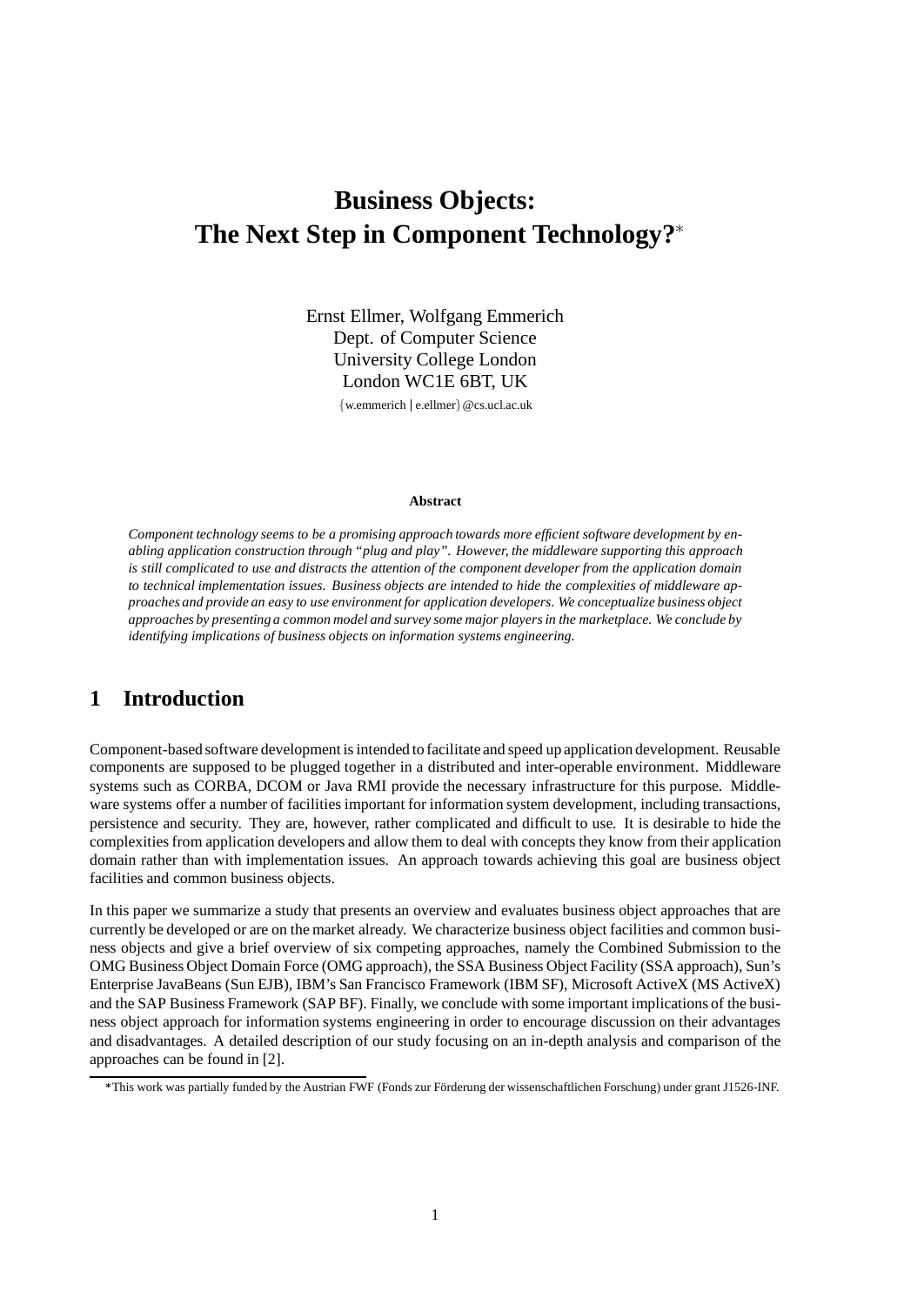# Business Objects: The Next Step in Component Technology?*

Ernst Ellmer, Wolfgang Emmerich
Dept. of Computer Science
University College London
London WC1E 6BT, UK

{w.emmerich | e.ellmer}@cs.ucl.ac.uk

**Abstract**

*Component technology seems to be a promising approach towards more efficient software development by enabling application construction through "plug and play". However, the middleware supporting this approach is still complicated to use and distracts the attention of the component developer from the application domain to technical implementation issues. Business objects are intended to hide the complexities of middleware approaches and provide an easy to use environment for application developers. We conceptualize business object approaches by presenting a common model and survey some major players in the marketplace. We conclude by identifying implications of business objects on information systems engineering.*

## 1 Introduction

Component-based software development is intended to facilitate and speed up application development. Reusable components are supposed to be plugged together in a distributed and inter-operable environment. Middleware systems such as CORBA, DCOM or Java RMI provide the necessary infrastructure for this purpose. Middleware systems offer a number of facilities important for information system development, including transactions, persistence and security. They are, however, rather complicated and difficult to use. It is desirable to hide the complexities from application developers and allow them to deal with concepts they know from their application domain rather than with implementation issues. An approach towards achieving this goal are business object facilities and common business objects.

In this paper we summarize a study that presents an overview and evaluates business object approaches that are currently be developed or are on the market already. We characterize business object facilities and common business objects and give a brief overview of six competing approaches, namely the Combined Submission to the OMG Business Object Domain Force (OMG approach), the SSA Business Object Facility (SSA approach), Sun's Enterprise JavaBeans (Sun EJB), IBM's San Francisco Framework (IBM SF), Microsoft ActiveX (MS ActiveX) and the SAP Business Framework (SAP BF). Finally, we conclude with some important implications of the business object approach for information systems engineering in order to encourage discussion on their advantages and disadvantages. A detailed description of our study focusing on an in-depth analysis and comparison of the approaches can be found in [2].

*This work was partially funded by the Austrian FWF (Fonds zur Förderung der wissenschaftlichen Forschung) under grant J1526-INF.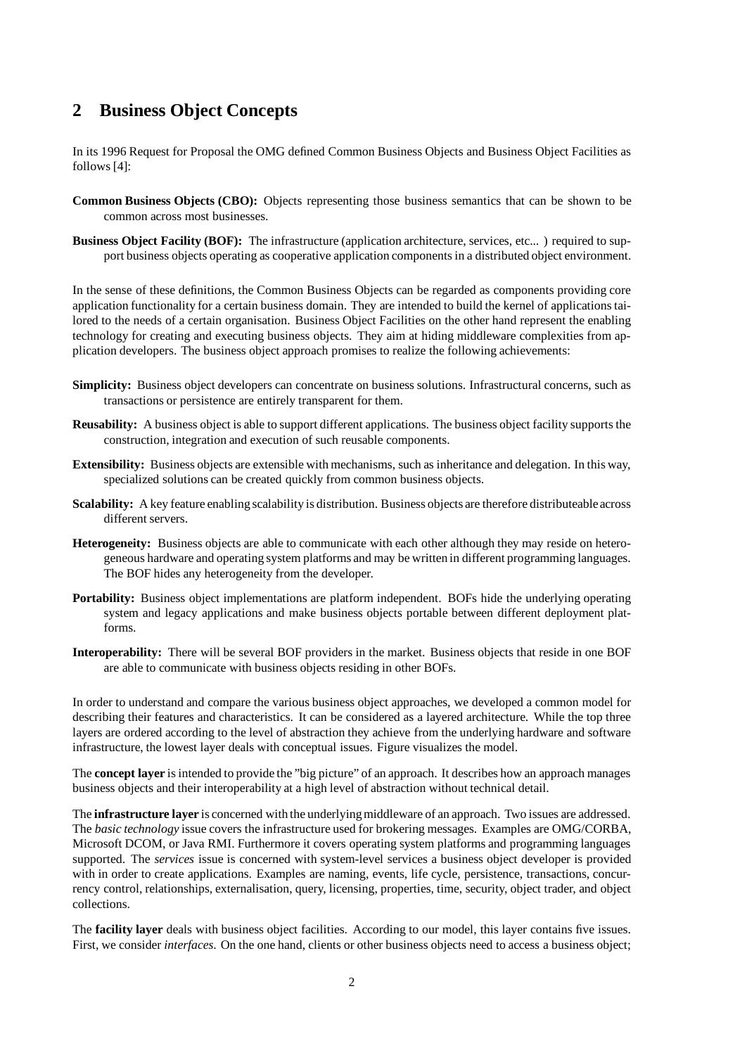## 2 Business Object Concepts

In its 1996 Request for Proposal the OMG defined Common Business Objects and Business Object Facilities as follows [4]:

**Common Business Objects (CBO):** Objects representing those business semantics that can be shown to be common across most businesses.

**Business Object Facility (BOF):** The infrastructure (application architecture, services, etc... ) required to support business objects operating as cooperative application components in a distributed object environment.

In the sense of these definitions, the Common Business Objects can be regarded as components providing core application functionality for a certain business domain. They are intended to build the kernel of applications tailored to the needs of a certain organisation. Business Object Facilities on the other hand represent the enabling technology for creating and executing business objects. They aim at hiding middleware complexities from application developers. The business object approach promises to realize the following achievements:

**Simplicity:** Business object developers can concentrate on business solutions. Infrastructural concerns, such as transactions or persistence are entirely transparent for them.

**Reusability:** A business object is able to support different applications. The business object facility supports the construction, integration and execution of such reusable components.

**Extensibility:** Business objects are extensible with mechanisms, such as inheritance and delegation. In this way, specialized solutions can be created quickly from common business objects.

**Scalability:** A key feature enabling scalability is distribution. Business objects are therefore distributeable across different servers.

**Heterogeneity:** Business objects are able to communicate with each other although they may reside on heterogeneous hardware and operating system platforms and may be written in different programming languages. The BOF hides any heterogeneity from the developer.

**Portability:** Business object implementations are platform independent. BOFs hide the underlying operating system and legacy applications and make business objects portable between different deployment platforms.

**Interoperability:** There will be several BOF providers in the market. Business objects that reside in one BOF are able to communicate with business objects residing in other BOFs.

In order to understand and compare the various business object approaches, we developed a common model for describing their features and characteristics. It can be considered as a layered architecture. While the top three layers are ordered according to the level of abstraction they achieve from the underlying hardware and software infrastructure, the lowest layer deals with conceptual issues. Figure visualizes the model.

The **concept layer** is intended to provide the "big picture" of an approach. It describes how an approach manages business objects and their interoperability at a high level of abstraction without technical detail.

The **infrastructure layer** is concerned with the underlying middleware of an approach. Two issues are addressed. The *basic technology* issue covers the infrastructure used for brokering messages. Examples are OMG/CORBA, Microsoft DCOM, or Java RMI. Furthermore it covers operating system platforms and programming languages supported. The *services* issue is concerned with system-level services a business object developer is provided with in order to create applications. Examples are naming, events, life cycle, persistence, transactions, concurrency control, relationships, externalisation, query, licensing, properties, time, security, object trader, and object collections.

The **facility layer** deals with business object facilities. According to our model, this layer contains five issues. First, we consider *interfaces*. On the one hand, clients or other business objects need to access a business object;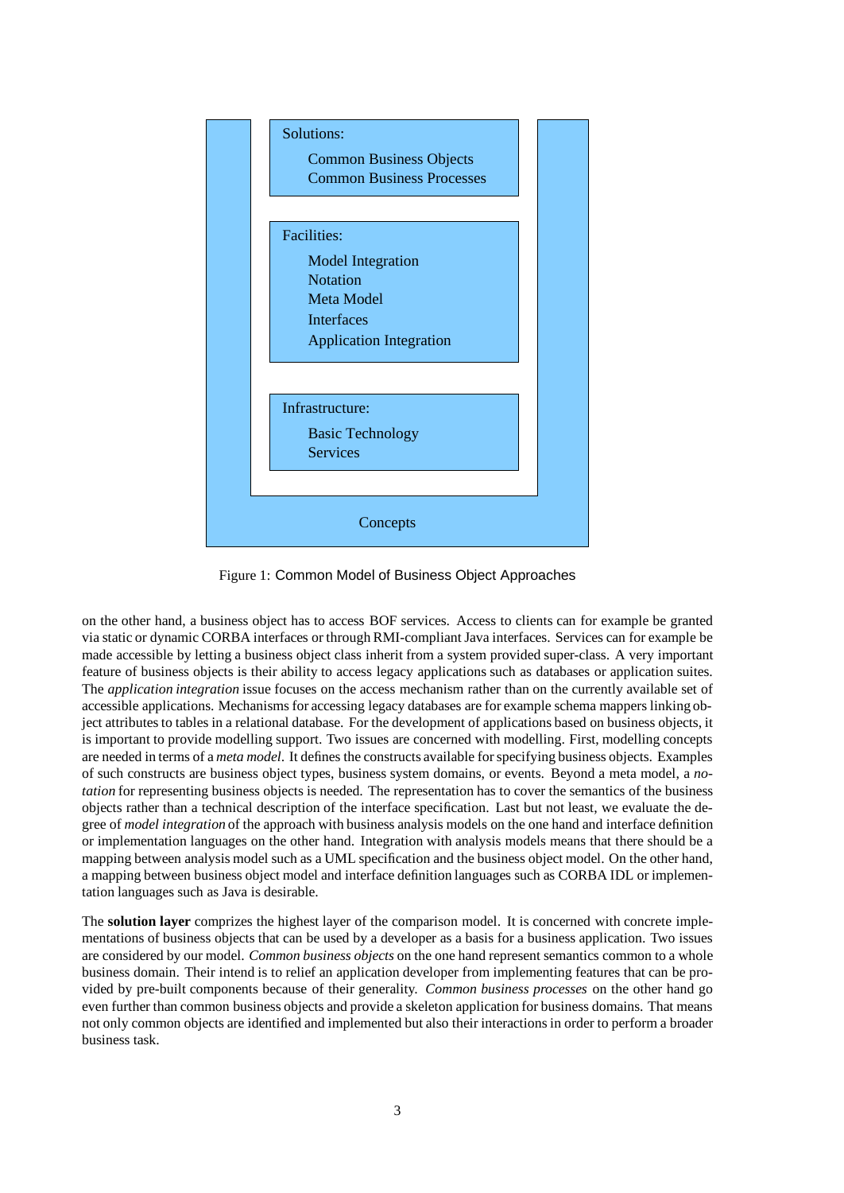Solutions:

- Common Business Objects
- Common Business Processes

Facilities:

- Model Integration
- Notation
- Meta Model
- Interfaces
- Application Integration

Infrastructure:

- Basic Technology
- Services

Concepts

Figure 1: Common Model of Business Object Approaches

on the other hand, a business object has to access BOF services. Access to clients can for example be granted via static or dynamic CORBA interfaces or through RMI-compliant Java interfaces. Services can for example be made accessible by letting a business object class inherit from a system provided super-class. A very important feature of business objects is their ability to access legacy applications such as databases or application suites. The *application integration* issue focuses on the access mechanism rather than on the currently available set of accessible applications. Mechanisms for accessing legacy databases are for example schema mappers linking object attributes to tables in a relational database. For the development of applications based on business objects, it is important to provide modelling support. Two issues are concerned with modelling. First, modelling concepts are needed in terms of a *meta model*. It defines the constructs available for specifying business objects. Examples of such constructs are business object types, business system domains, or events. Beyond a meta model, a *notation* for representing business objects is needed. The representation has to cover the semantics of the business objects rather than a technical description of the interface specification. Last but not least, we evaluate the degree of *model integration* of the approach with business analysis models on the one hand and interface definition or implementation languages on the other hand. Integration with analysis models means that there should be a mapping between analysis model such as a UML specification and the business object model. On the other hand, a mapping between business object model and interface definition languages such as CORBA IDL or implementation languages such as Java is desirable.

The **solution layer** comprizes the highest layer of the comparison model. It is concerned with concrete implementations of business objects that can be used by a developer as a basis for a business application. Two issues are considered by our model. *Common business objects* on the one hand represent semantics common to a whole business domain. Their intend is to relief an application developer from implementing features that can be provided by pre-built components because of their generality. *Common business processes* on the other hand go even further than common business objects and provide a skeleton application for business domains. That means not only common objects are identified and implemented but also their interactions in order to perform a broader business task.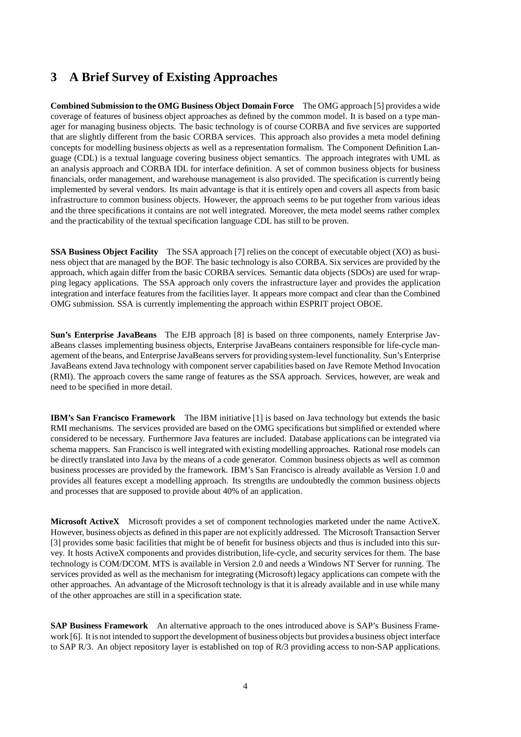## 3 A Brief Survey of Existing Approaches

**Combined Submission to the OMG Business Object Domain Force** The OMG approach [5] provides a wide coverage of features of business object approaches as defined by the common model. It is based on a type manager for managing business objects. The basic technology is of course CORBA and five services are supported that are slightly different from the basic CORBA services. This approach also provides a meta model defining concepts for modelling business objects as well as a representation formalism. The Component Definition Language (CDL) is a textual language covering business object semantics. The approach integrates with UML as an analysis approach and CORBA IDL for interface definition. A set of common business objects for business financials, order management, and warehouse management is also provided. The specification is currently being implemented by several vendors. Its main advantage is that it is entirely open and covers all aspects from basic infrastructure to common business objects. However, the approach seems to be put together from various ideas and the three specifications it contains are not well integrated. Moreover, the meta model seems rather complex and the practicability of the textual specification language CDL has still to be proven.

**SSA Business Object Facility** The SSA approach [7] relies on the concept of executable object (XO) as business object that are managed by the BOF. The basic technology is also CORBA. Six services are provided by the approach, which again differ from the basic CORBA services. Semantic data objects (SDOs) are used for wrapping legacy applications. The SSA approach only covers the infrastructure layer and provides the application integration and interface features from the facilities layer. It appears more compact and clear than the Combined OMG submission. SSA is currently implementing the approach within ESPRIT project OBOE.

**Sun's Enterprise JavaBeans** The EJB approach [8] is based on three components, namely Enterprise JavaBeans classes implementing business objects, Enterprise JavaBeans containers responsible for life-cycle management of the beans, and Enterprise JavaBeans servers for providing system-level functionality. Sun's Enterprise JavaBeans extend Java technology with component server capabilities based on Jave Remote Method Invocation (RMI). The approach covers the same range of features as the SSA approach. Services, however, are weak and need to be specified in more detail.

**IBM's San Francisco Framework** The IBM initiative [1] is based on Java technology but extends the basic RMI mechanisms. The services provided are based on the OMG specifications but simplified or extended where considered to be necessary. Furthermore Java features are included. Database applications can be integrated via schema mappers. San Francisco is well integrated with existing modelling approaches. Rational rose models can be directly translated into Java by the means of a code generator. Common business objects as well as common business processes are provided by the framework. IBM's San Francisco is already available as Version 1.0 and provides all features except a modelling approach. Its strengths are undoubtedly the common business objects and processes that are supposed to provide about 40% of an application.

**Microsoft ActiveX** Microsoft provides a set of component technologies marketed under the name ActiveX. However, business objects as defined in this paper are not explicitly addressed. The Microsoft Transaction Server [3] provides some basic facilities that might be of benefit for business objects and thus is included into this survey. It hosts ActiveX components and provides distribution, life-cycle, and security services for them. The base technology is COM/DCOM. MTS is available in Version 2.0 and needs a Windows NT Server for running. The services provided as well as the mechanism for integrating (Microsoft) legacy applications can compete with the other approaches. An advantage of the Microsoft technology is that it is already available and in use while many of the other approaches are still in a specification state.

**SAP Business Framework** An alternative approach to the ones introduced above is SAP's Business Framework [6]. It is not intended to support the development of business objects but provides a business object interface to SAP R/3. An object repository layer is established on top of R/3 providing access to non-SAP applications.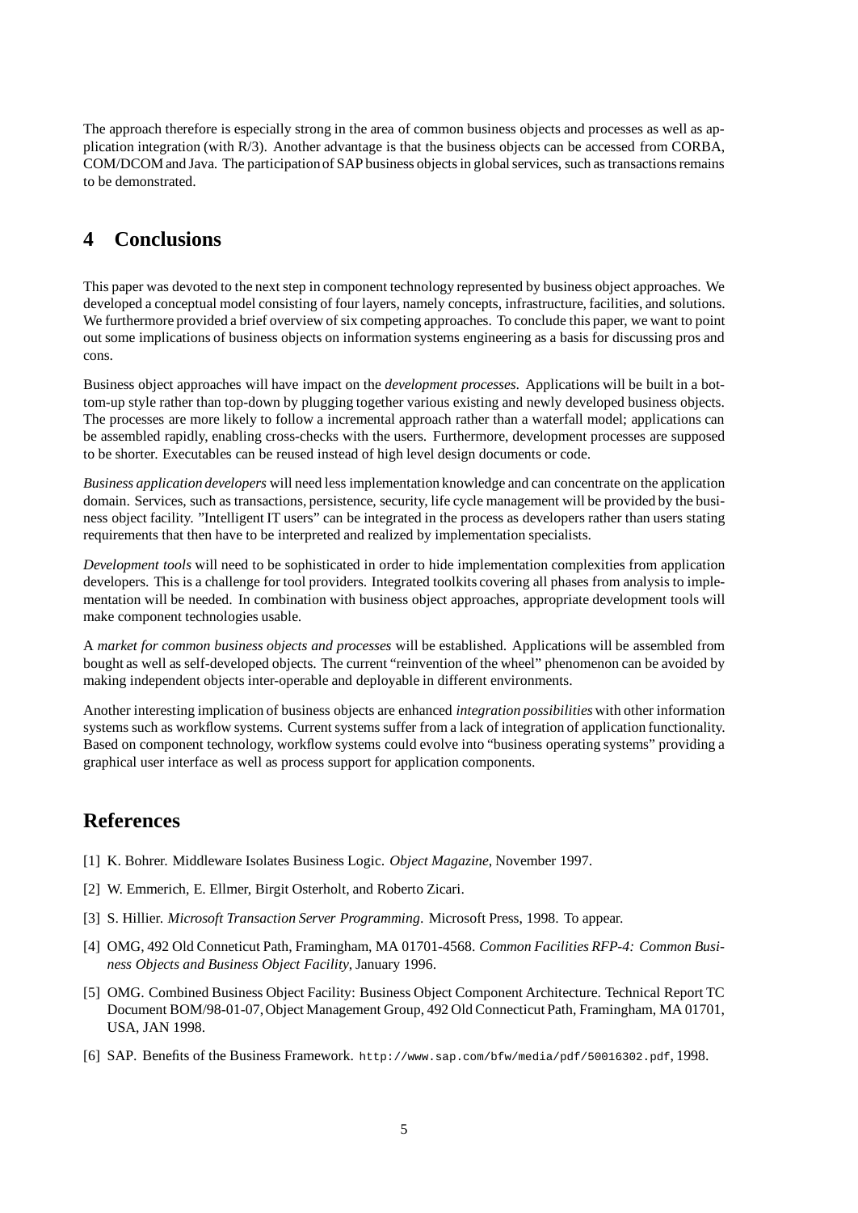The approach therefore is especially strong in the area of common business objects and processes as well as application integration (with R/3). Another advantage is that the business objects can be accessed from CORBA, COM/DCOM and Java. The participation of SAP business objects in global services, such as transactions remains to be demonstrated.

## 4 Conclusions

This paper was devoted to the next step in component technology represented by business object approaches. We developed a conceptual model consisting of four layers, namely concepts, infrastructure, facilities, and solutions. We furthermore provided a brief overview of six competing approaches. To conclude this paper, we want to point out some implications of business objects on information systems engineering as a basis for discussing pros and cons.

Business object approaches will have impact on the *development processes*. Applications will be built in a bottom-up style rather than top-down by plugging together various existing and newly developed business objects. The processes are more likely to follow a incremental approach rather than a waterfall model; applications can be assembled rapidly, enabling cross-checks with the users. Furthermore, development processes are supposed to be shorter. Executables can be reused instead of high level design documents or code.

*Business application developers* will need less implementation knowledge and can concentrate on the application domain. Services, such as transactions, persistence, security, life cycle management will be provided by the business object facility. "Intelligent IT users" can be integrated in the process as developers rather than users stating requirements that then have to be interpreted and realized by implementation specialists.

*Development tools* will need to be sophisticated in order to hide implementation complexities from application developers. This is a challenge for tool providers. Integrated toolkits covering all phases from analysis to implementation will be needed. In combination with business object approaches, appropriate development tools will make component technologies usable.

A *market for common business objects and processes* will be established. Applications will be assembled from bought as well as self-developed objects. The current "reinvention of the wheel" phenomenon can be avoided by making independent objects inter-operable and deployable in different environments.

Another interesting implication of business objects are enhanced *integration possibilities* with other information systems such as workflow systems. Current systems suffer from a lack of integration of application functionality. Based on component technology, workflow systems could evolve into "business operating systems" providing a graphical user interface as well as process support for application components.

## References

[1] K. Bohrer. Middleware Isolates Business Logic. *Object Magazine*, November 1997.

[2] W. Emmerich, E. Ellmer, Birgit Osterholt, and Roberto Zicari.

[3] S. Hillier. *Microsoft Transaction Server Programming*. Microsoft Press, 1998. To appear.

[4] OMG, 492 Old Conneticut Path, Framingham, MA 01701-4568. *Common Facilities RFP-4: Common Business Objects and Business Object Facility*, January 1996.

[5] OMG. Combined Business Object Facility: Business Object Component Architecture. Technical Report TC Document BOM/98-01-07, Object Management Group, 492 Old Connecticut Path, Framingham, MA 01701, USA, JAN 1998.

[6] SAP. Benefits of the Business Framework. `http://www.sap.com/bfw/media/pdf/50016302.pdf`, 1998.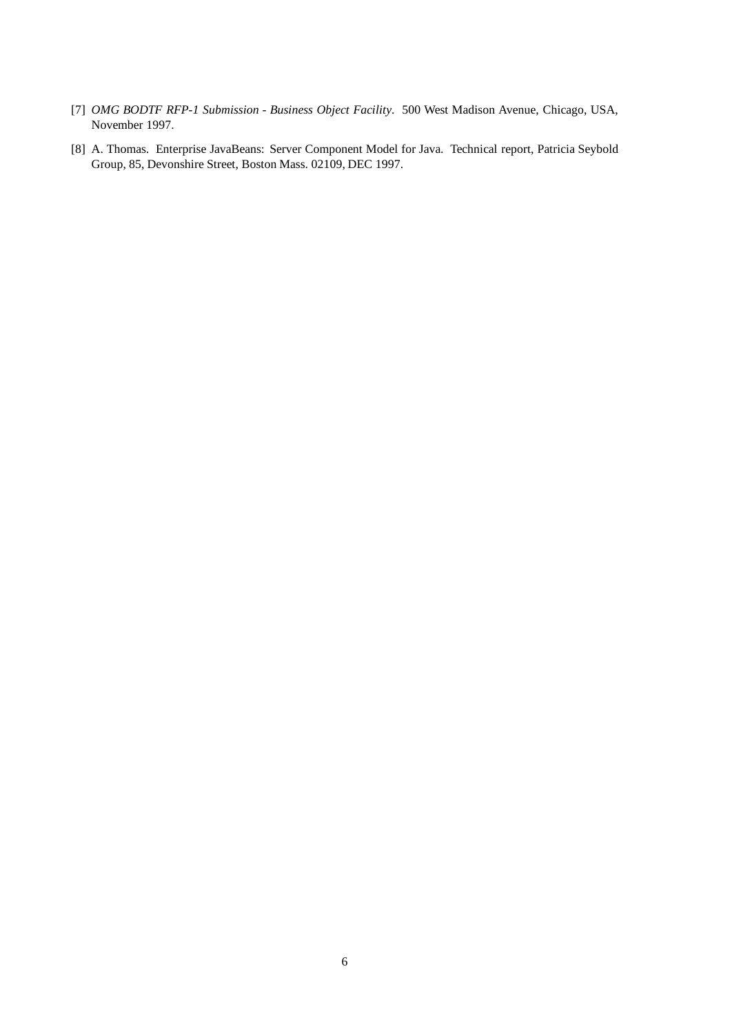[7] *OMG BODTF RFP-1 Submission - Business Object Facility*. 500 West Madison Avenue, Chicago, USA, November 1997.

[8] A. Thomas. Enterprise JavaBeans: Server Component Model for Java. Technical report, Patricia Seybold Group, 85, Devonshire Street, Boston Mass. 02109, DEC 1997.